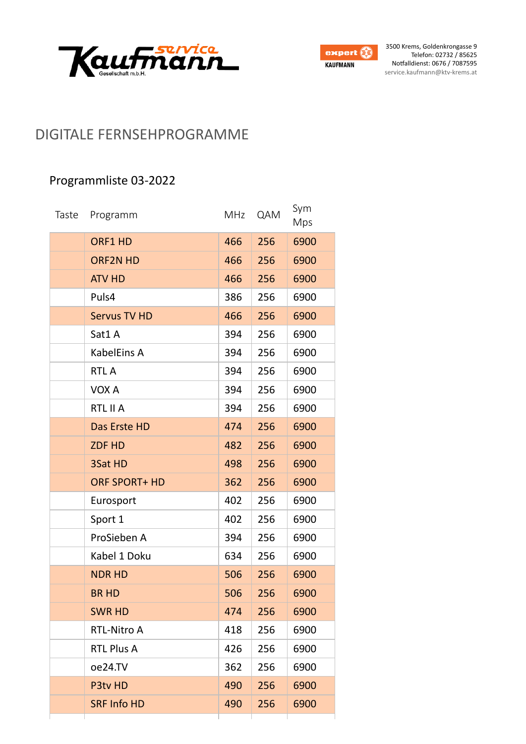Kaufmann service Gesellschaft m.b.H.

expert KAUFMANN

3500 Krems, Goldenkrongasse 9
Telefon: 02732 / 85625
Notfalldienst: 0676 / 7087595
service.kaufmann@ktv-krems.at

# DIGITALE FERNSEHPROGRAMME

## Programmliste 03-2022

| Taste | Programm | MHz | QAM | Sym Mps |
|---|---|---|---|---|
| | ORF1 HD | 466 | 256 | 6900 |
| | ORF2N HD | 466 | 256 | 6900 |
| | ATV HD | 466 | 256 | 6900 |
| | Puls4 | 386 | 256 | 6900 |
| | Servus TV HD | 466 | 256 | 6900 |
| | Sat1 A | 394 | 256 | 6900 |
| | KabelEins A | 394 | 256 | 6900 |
| | RTL A | 394 | 256 | 6900 |
| | VOX A | 394 | 256 | 6900 |
| | RTL II A | 394 | 256 | 6900 |
| | Das Erste HD | 474 | 256 | 6900 |
| | ZDF HD | 482 | 256 | 6900 |
| | 3Sat HD | 498 | 256 | 6900 |
| | ORF SPORT+ HD | 362 | 256 | 6900 |
| | Eurosport | 402 | 256 | 6900 |
| | Sport 1 | 402 | 256 | 6900 |
| | ProSieben A | 394 | 256 | 6900 |
| | Kabel 1 Doku | 634 | 256 | 6900 |
| | NDR HD | 506 | 256 | 6900 |
| | BR HD | 506 | 256 | 6900 |
| | SWR HD | 474 | 256 | 6900 |
| | RTL-Nitro A | 418 | 256 | 6900 |
| | RTL Plus A | 426 | 256 | 6900 |
| | oe24.TV | 362 | 256 | 6900 |
| | P3tv HD | 490 | 256 | 6900 |
| | SRF Info HD | 490 | 256 | 6900 |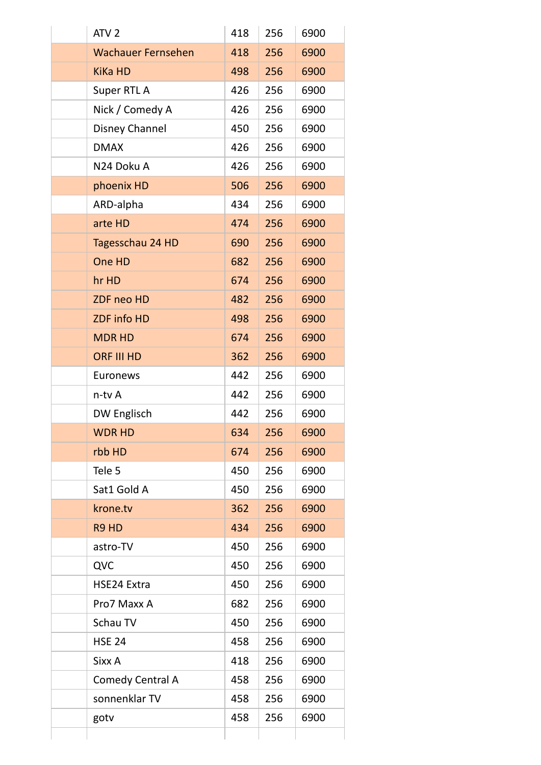| | | | | |
|---|---|---|---|---|
| | ATV 2 | 418 | 256 | 6900 |
| | Wachauer Fernsehen | 418 | 256 | 6900 |
| | KiKa HD | 498 | 256 | 6900 |
| | Super RTL A | 426 | 256 | 6900 |
| | Nick / Comedy A | 426 | 256 | 6900 |
| | Disney Channel | 450 | 256 | 6900 |
| | DMAX | 426 | 256 | 6900 |
| | N24 Doku A | 426 | 256 | 6900 |
| | phoenix HD | 506 | 256 | 6900 |
| | ARD-alpha | 434 | 256 | 6900 |
| | arte HD | 474 | 256 | 6900 |
| | Tagesschau 24 HD | 690 | 256 | 6900 |
| | One HD | 682 | 256 | 6900 |
| | hr HD | 674 | 256 | 6900 |
| | ZDF neo HD | 482 | 256 | 6900 |
| | ZDF info HD | 498 | 256 | 6900 |
| | MDR HD | 674 | 256 | 6900 |
| | ORF III HD | 362 | 256 | 6900 |
| | Euronews | 442 | 256 | 6900 |
| | n-tv A | 442 | 256 | 6900 |
| | DW Englisch | 442 | 256 | 6900 |
| | WDR HD | 634 | 256 | 6900 |
| | rbb HD | 674 | 256 | 6900 |
| | Tele 5 | 450 | 256 | 6900 |
| | Sat1 Gold A | 450 | 256 | 6900 |
| | krone.tv | 362 | 256 | 6900 |
| | R9 HD | 434 | 256 | 6900 |
| | astro-TV | 450 | 256 | 6900 |
| | QVC | 450 | 256 | 6900 |
| | HSE24 Extra | 450 | 256 | 6900 |
| | Pro7 Maxx A | 682 | 256 | 6900 |
| | Schau TV | 450 | 256 | 6900 |
| | HSE 24 | 458 | 256 | 6900 |
| | Sixx A | 418 | 256 | 6900 |
| | Comedy Central A | 458 | 256 | 6900 |
| | sonnenklar TV | 458 | 256 | 6900 |
| | gotv | 458 | 256 | 6900 |
| | | | | |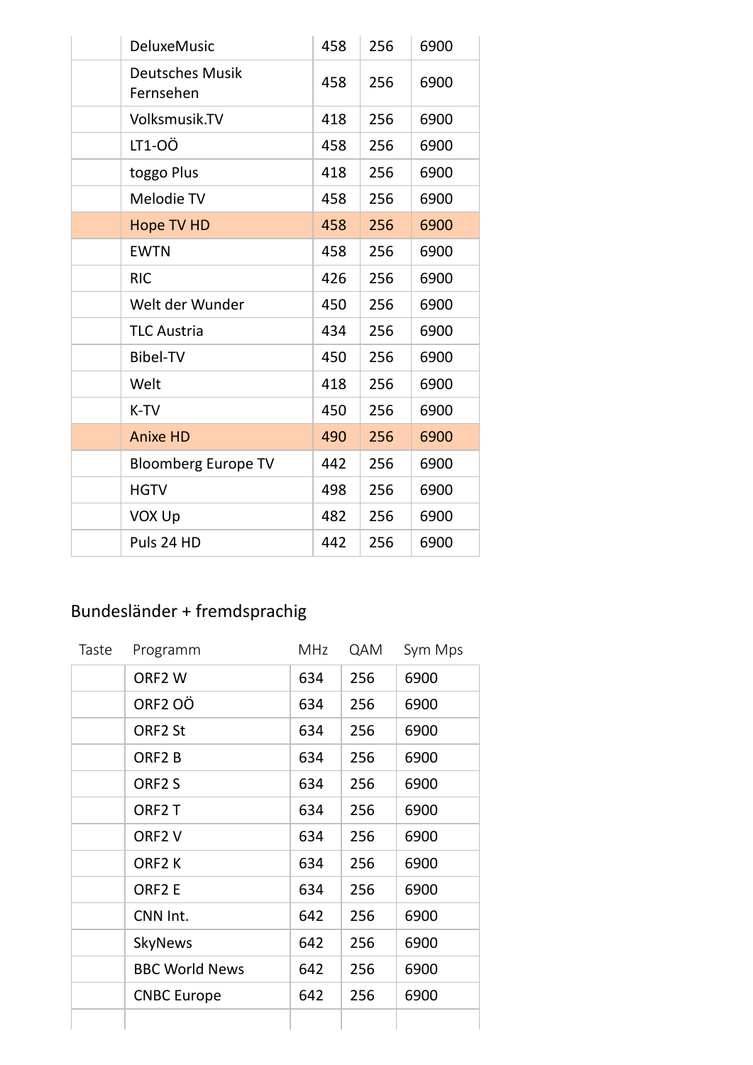| | | | | |
|---|---|---|---|---|
| | DeluxeMusic | 458 | 256 | 6900 |
| | Deutsches Musik Fernsehen | 458 | 256 | 6900 |
| | Volksmusik.TV | 418 | 256 | 6900 |
| | LT1-OÖ | 458 | 256 | 6900 |
| | toggo Plus | 418 | 256 | 6900 |
| | Melodie TV | 458 | 256 | 6900 |
| | Hope TV HD | 458 | 256 | 6900 |
| | EWTN | 458 | 256 | 6900 |
| | RIC | 426 | 256 | 6900 |
| | Welt der Wunder | 450 | 256 | 6900 |
| | TLC Austria | 434 | 256 | 6900 |
| | Bibel-TV | 450 | 256 | 6900 |
| | Welt | 418 | 256 | 6900 |
| | K-TV | 450 | 256 | 6900 |
| | Anixe HD | 490 | 256 | 6900 |
| | Bloomberg Europe TV | 442 | 256 | 6900 |
| | HGTV | 498 | 256 | 6900 |
| | VOX Up | 482 | 256 | 6900 |
| | Puls 24 HD | 442 | 256 | 6900 |

## Bundesländer + fremdsprachig

| Taste | Programm | MHz | QAM | Sym Mps |
|---|---|---|---|---|
| | ORF2 W | 634 | 256 | 6900 |
| | ORF2 OÖ | 634 | 256 | 6900 |
| | ORF2 St | 634 | 256 | 6900 |
| | ORF2 B | 634 | 256 | 6900 |
| | ORF2 S | 634 | 256 | 6900 |
| | ORF2 T | 634 | 256 | 6900 |
| | ORF2 V | 634 | 256 | 6900 |
| | ORF2 K | 634 | 256 | 6900 |
| | ORF2 E | 634 | 256 | 6900 |
| | CNN Int. | 642 | 256 | 6900 |
| | SkyNews | 642 | 256 | 6900 |
| | BBC World News | 642 | 256 | 6900 |
| | CNBC Europe | 642 | 256 | 6900 |
| | | | | |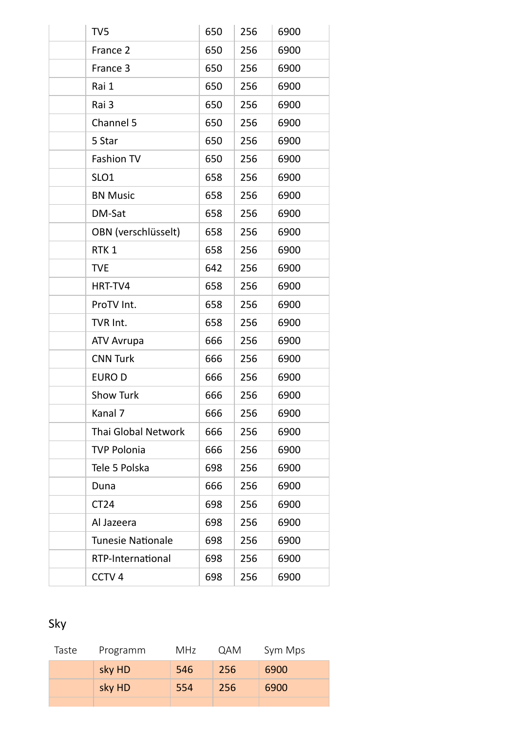|  |  |  |  |  |
|---|---|---|---|---|
|  | TV5 | 650 | 256 | 6900 |
|  | France 2 | 650 | 256 | 6900 |
|  | France 3 | 650 | 256 | 6900 |
|  | Rai 1 | 650 | 256 | 6900 |
|  | Rai 3 | 650 | 256 | 6900 |
|  | Channel 5 | 650 | 256 | 6900 |
|  | 5 Star | 650 | 256 | 6900 |
|  | Fashion TV | 650 | 256 | 6900 |
|  | SLO1 | 658 | 256 | 6900 |
|  | BN Music | 658 | 256 | 6900 |
|  | DM-Sat | 658 | 256 | 6900 |
|  | OBN (verschlüsselt) | 658 | 256 | 6900 |
|  | RTK 1 | 658 | 256 | 6900 |
|  | TVE | 642 | 256 | 6900 |
|  | HRT-TV4 | 658 | 256 | 6900 |
|  | ProTV Int. | 658 | 256 | 6900 |
|  | TVR Int. | 658 | 256 | 6900 |
|  | ATV Avrupa | 666 | 256 | 6900 |
|  | CNN Turk | 666 | 256 | 6900 |
|  | EURO D | 666 | 256 | 6900 |
|  | Show Turk | 666 | 256 | 6900 |
|  | Kanal 7 | 666 | 256 | 6900 |
|  | Thai Global Network | 666 | 256 | 6900 |
|  | TVP Polonia | 666 | 256 | 6900 |
|  | Tele 5 Polska | 698 | 256 | 6900 |
|  | Duna | 666 | 256 | 6900 |
|  | CT24 | 698 | 256 | 6900 |
|  | Al Jazeera | 698 | 256 | 6900 |
|  | Tunesie Nationale | 698 | 256 | 6900 |
|  | RTP-International | 698 | 256 | 6900 |
|  | CCTV 4 | 698 | 256 | 6900 |

## Sky

| Taste | Programm | MHz | QAM | Sym Mps |
|---|---|---|---|---|
|  | sky HD | 546 | 256 | 6900 |
|  | sky HD | 554 | 256 | 6900 |
|  |  |  |  |  |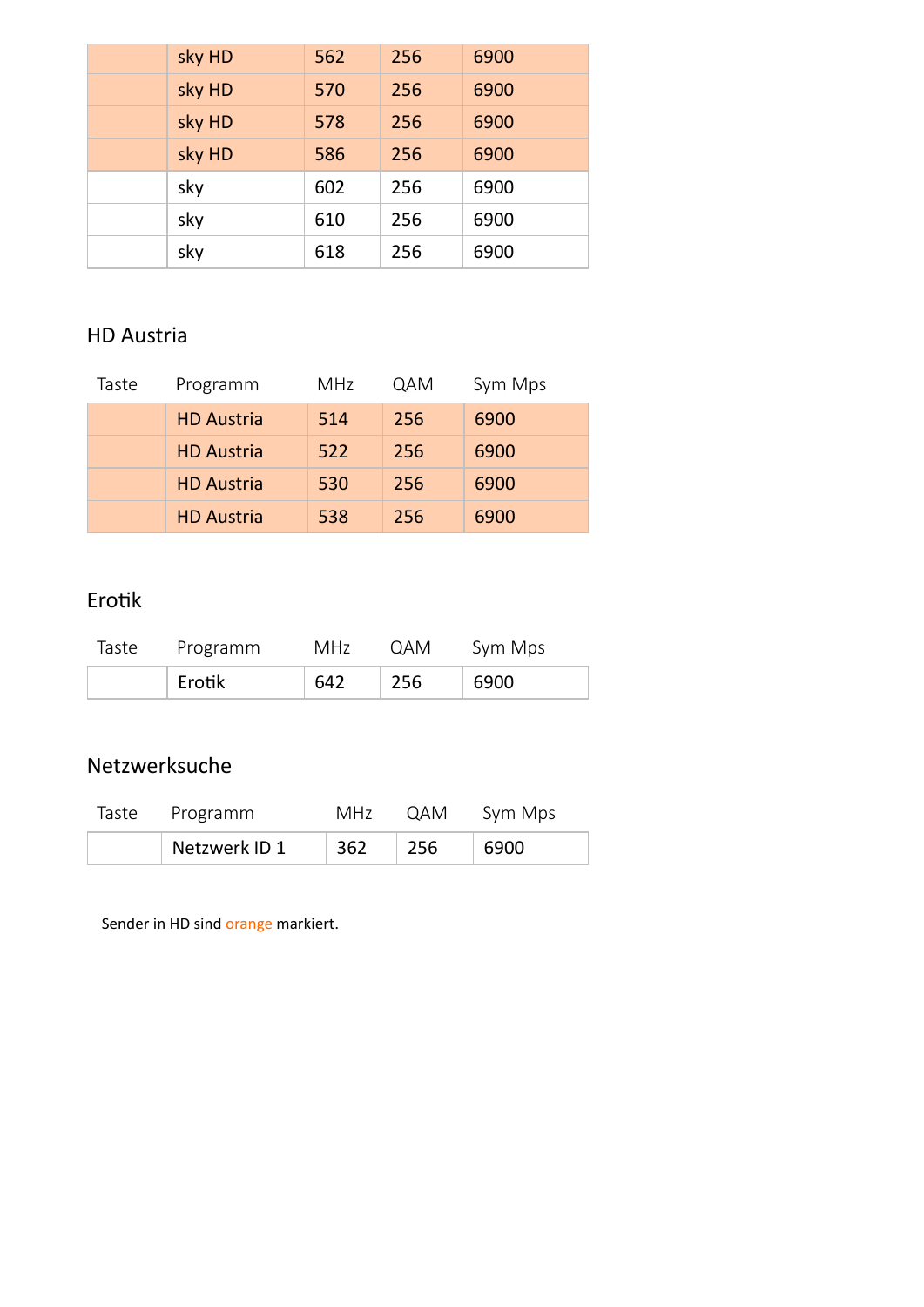| | | | | |
|---|---|---|---|---|
| | sky HD | 562 | 256 | 6900 |
| | sky HD | 570 | 256 | 6900 |
| | sky HD | 578 | 256 | 6900 |
| | sky HD | 586 | 256 | 6900 |
| | sky | 602 | 256 | 6900 |
| | sky | 610 | 256 | 6900 |
| | sky | 618 | 256 | 6900 |

## HD Austria

| Taste | Programm | MHz | QAM | Sym Mps |
|---|---|---|---|---|
| | HD Austria | 514 | 256 | 6900 |
| | HD Austria | 522 | 256 | 6900 |
| | HD Austria | 530 | 256 | 6900 |
| | HD Austria | 538 | 256 | 6900 |

## Erotik

| Taste | Programm | MHz | QAM | Sym Mps |
|---|---|---|---|---|
| | Erotik | 642 | 256 | 6900 |

## Netzwerksuche

| Taste | Programm | MHz | QAM | Sym Mps |
|---|---|---|---|---|
| | Netzwerk ID 1 | 362 | 256 | 6900 |

Sender in HD sind orange markiert.